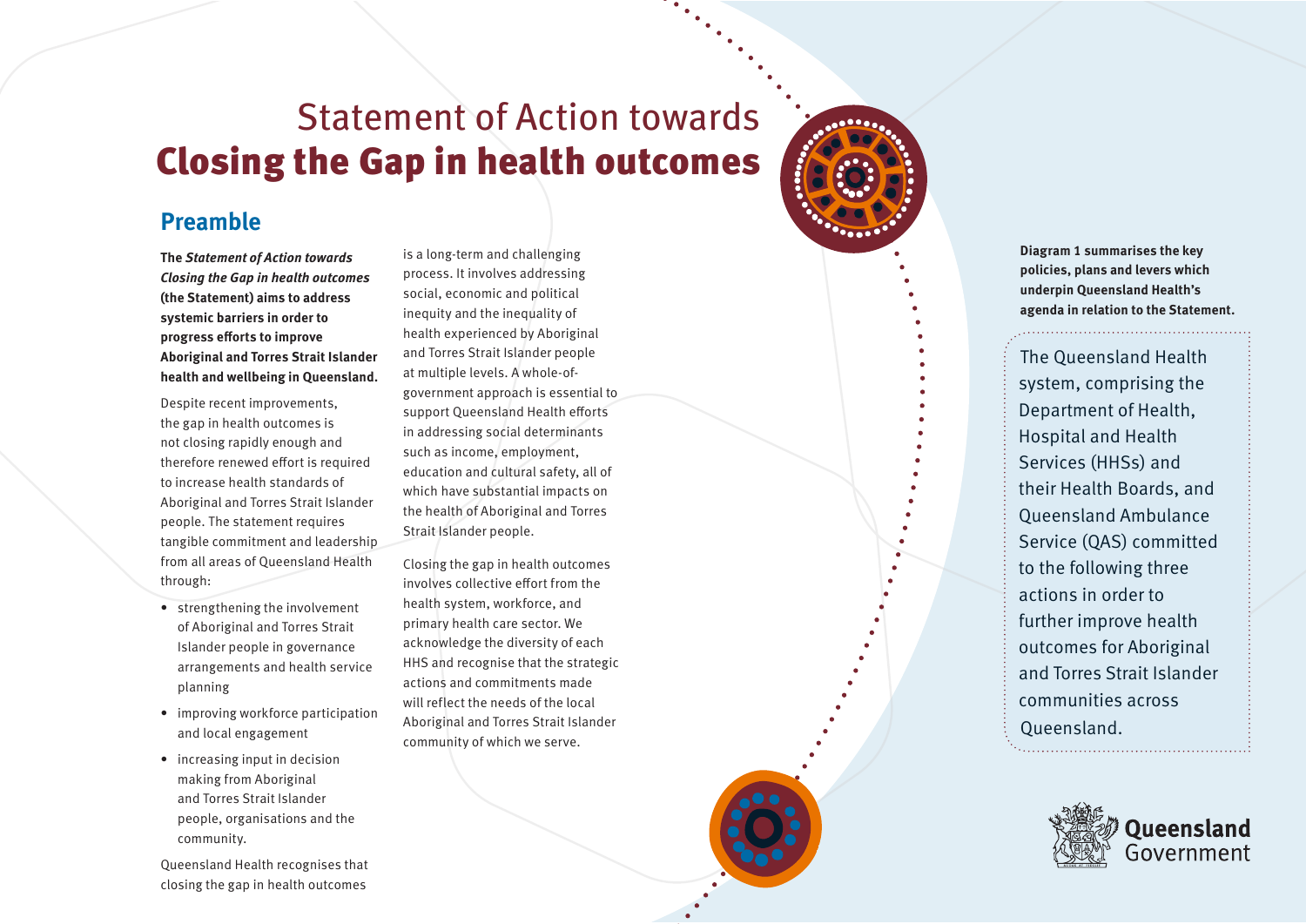# Statement of Action towards **Closing the Gap in health outcomes**

## Preamble

**The *Statement of Action towards Closing the Gap in health outcomes* (the Statement) aims to address systemic barriers in order to progress efforts to improve Aboriginal and Torres Strait Islander health and wellbeing in Queensland.**

Despite recent improvements, the gap in health outcomes is not closing rapidly enough and therefore renewed effort is required to increase health standards of Aboriginal and Torres Strait Islander people. The statement requires tangible commitment and leadership from all areas of Queensland Health through:

- strengthening the involvement of Aboriginal and Torres Strait Islander people in governance arrangements and health service planning
- improving workforce participation and local engagement
- increasing input in decision making from Aboriginal and Torres Strait Islander people, organisations and the community.

Queensland Health recognises that closing the gap in health outcomes is a long-term and challenging process. It involves addressing social, economic and political inequity and the inequality of health experienced by Aboriginal and Torres Strait Islander people at multiple levels. A whole-of-government approach is essential to support Queensland Health efforts in addressing social determinants such as income, employment, education and cultural safety, all of which have substantial impacts on the health of Aboriginal and Torres Strait Islander people.

Closing the gap in health outcomes involves collective effort from the health system, workforce, and primary health care sector. We acknowledge the diversity of each HHS and recognise that the strategic actions and commitments made will reflect the needs of the local Aboriginal and Torres Strait Islander community of which we serve.

**Diagram 1 summarises the key policies, plans and levers which underpin Queensland Health's agenda in relation to the Statement.**

The Queensland Health system, comprising the Department of Health, Hospital and Health Services (HHSs) and their Health Boards, and Queensland Ambulance Service (QAS) committed to the following three actions in order to further improve health outcomes for Aboriginal and Torres Strait Islander communities across Queensland.

Queensland Government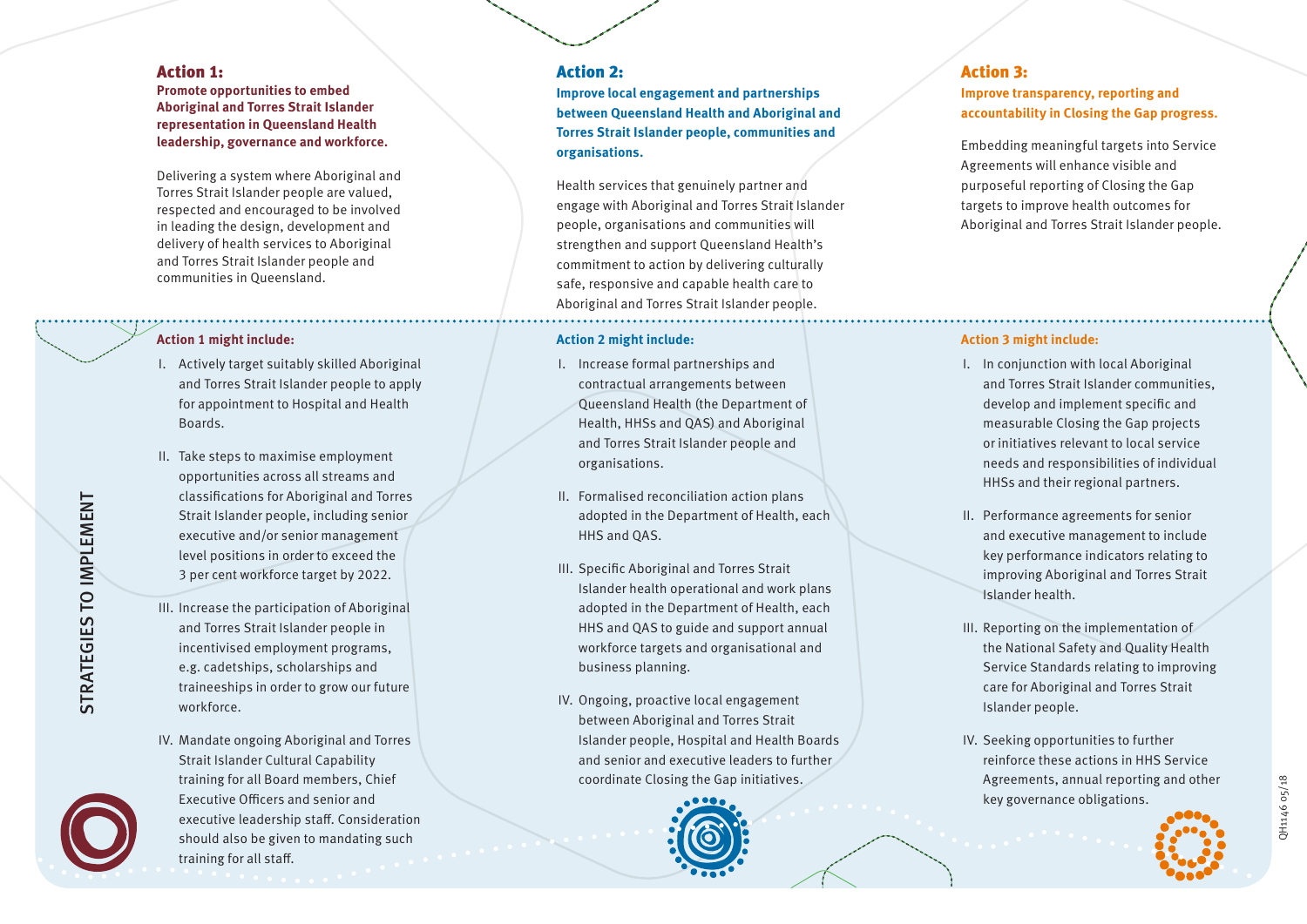## Action 1:

**Promote opportunities to embed Aboriginal and Torres Strait Islander representation in Queensland Health leadership, governance and workforce.**

Delivering a system where Aboriginal and Torres Strait Islander people are valued, respected and encouraged to be involved in leading the design, development and delivery of health services to Aboriginal and Torres Strait Islander people and communities in Queensland.

## Action 2:

**Improve local engagement and partnerships between Queensland Health and Aboriginal and Torres Strait Islander people, communities and organisations.**

Health services that genuinely partner and engage with Aboriginal and Torres Strait Islander people, organisations and communities will strengthen and support Queensland Health's commitment to action by delivering culturally safe, responsive and capable health care to Aboriginal and Torres Strait Islander people.

## Action 3:

**Improve transparency, reporting and accountability in Closing the Gap progress.**

Embedding meaningful targets into Service Agreements will enhance visible and purposeful reporting of Closing the Gap targets to improve health outcomes for Aboriginal and Torres Strait Islander people.

## STRATEGIES TO IMPLEMENT

**Action 1 might include:**

I. Actively target suitably skilled Aboriginal and Torres Strait Islander people to apply for appointment to Hospital and Health Boards.

II. Take steps to maximise employment opportunities across all streams and classifications for Aboriginal and Torres Strait Islander people, including senior executive and/or senior management level positions in order to exceed the 3 per cent workforce target by 2022.

III. Increase the participation of Aboriginal and Torres Strait Islander people in incentivised employment programs, e.g. cadetships, scholarships and traineeships in order to grow our future workforce.

IV. Mandate ongoing Aboriginal and Torres Strait Islander Cultural Capability training for all Board members, Chief Executive Officers and senior and executive leadership staff. Consideration should also be given to mandating such training for all staff.

**Action 2 might include:**

I. Increase formal partnerships and contractual arrangements between Queensland Health (the Department of Health, HHSs and QAS) and Aboriginal and Torres Strait Islander people and organisations.

II. Formalised reconciliation action plans adopted in the Department of Health, each HHS and QAS.

III. Specific Aboriginal and Torres Strait Islander health operational and work plans adopted in the Department of Health, each HHS and QAS to guide and support annual workforce targets and organisational and business planning.

IV. Ongoing, proactive local engagement between Aboriginal and Torres Strait Islander people, Hospital and Health Boards and senior and executive leaders to further coordinate Closing the Gap initiatives.

**Action 3 might include:**

I. In conjunction with local Aboriginal and Torres Strait Islander communities, develop and implement specific and measurable Closing the Gap projects or initiatives relevant to local service needs and responsibilities of individual HHSs and their regional partners.

II. Performance agreements for senior and executive management to include key performance indicators relating to improving Aboriginal and Torres Strait Islander health.

III. Reporting on the implementation of the National Safety and Quality Health Service Standards relating to improving care for Aboriginal and Torres Strait Islander people.

IV. Seeking opportunities to further reinforce these actions in HHS Service Agreements, annual reporting and other key governance obligations.

QH1146 05/18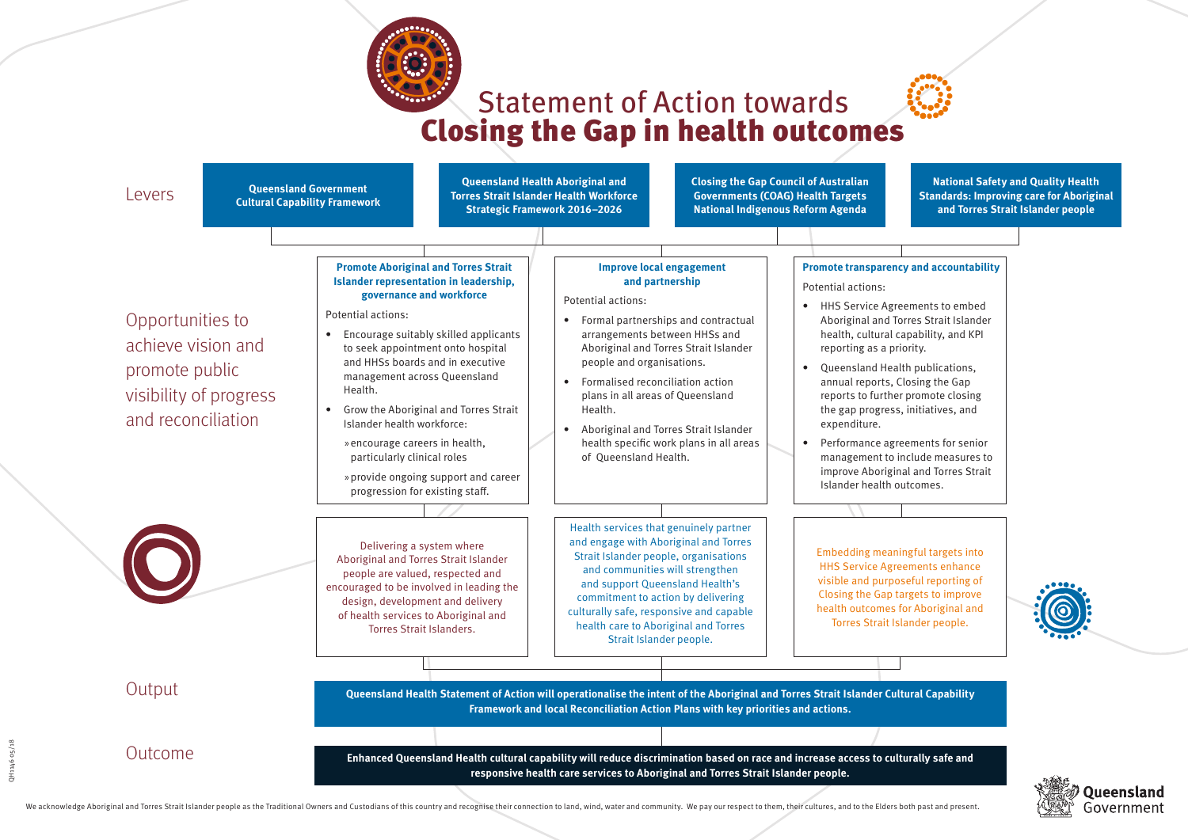# Statement of Action towards **Closing the Gap in health outcomes**

## Levers

- **Queensland Government Cultural Capability Framework**
- **Queensland Health Aboriginal and Torres Strait Islander Health Workforce Strategic Framework 2016–2026**
- **Closing the Gap Council of Australian Governments (COAG) Health Targets National Indigenous Reform Agenda**
- **National Safety and Quality Health Standards: Improving care for Aboriginal and Torres Strait Islander people**

## Opportunities to achieve vision and promote public visibility of progress and reconciliation

### Promote Aboriginal and Torres Strait Islander representation in leadership, governance and workforce

Potential actions:

- Encourage suitably skilled applicants to seek appointment onto hospital and HHSs boards and in executive management across Queensland Health.
- Grow the Aboriginal and Torres Strait Islander health workforce:
  - » encourage careers in health, particularly clinical roles
  - » provide ongoing support and career progression for existing staff.

Delivering a system where Aboriginal and Torres Strait Islander people are valued, respected and encouraged to be involved in leading the design, development and delivery of health services to Aboriginal and Torres Strait Islanders.

### Improve local engagement and partnership

Potential actions:

- Formal partnerships and contractual arrangements between HHSs and Aboriginal and Torres Strait Islander people and organisations.
- Formalised reconciliation action plans in all areas of Queensland Health.
- Aboriginal and Torres Strait Islander health specific work plans in all areas of Queensland Health.

Health services that genuinely partner and engage with Aboriginal and Torres Strait Islander people, organisations and communities will strengthen and support Queensland Health's commitment to action by delivering culturally safe, responsive and capable health care to Aboriginal and Torres Strait Islander people.

### Promote transparency and accountability

Potential actions:

- HHS Service Agreements to embed Aboriginal and Torres Strait Islander health, cultural capability, and KPI reporting as a priority.
- Queensland Health publications, annual reports, Closing the Gap reports to further promote closing the gap progress, initiatives, and expenditure.
- Performance agreements for senior management to include measures to improve Aboriginal and Torres Strait Islander health outcomes.

Embedding meaningful targets into HHS Service Agreements enhance visible and purposeful reporting of Closing the Gap targets to improve health outcomes for Aboriginal and Torres Strait Islander people.

## Output

**Queensland Health Statement of Action will operationalise the intent of the Aboriginal and Torres Strait Islander Cultural Capability Framework and local Reconciliation Action Plans with key priorities and actions.**

## Outcome

**Enhanced Queensland Health cultural capability will reduce discrimination based on race and increase access to culturally safe and responsive health care services to Aboriginal and Torres Strait Islander people.**

We acknowledge Aboriginal and Torres Strait Islander people as the Traditional Owners and Custodians of this country and recognise their connection to land, wind, water and community. We pay our respect to them, their cultures, and to the Elders both past and present.

QH1146 05/18

Queensland Government